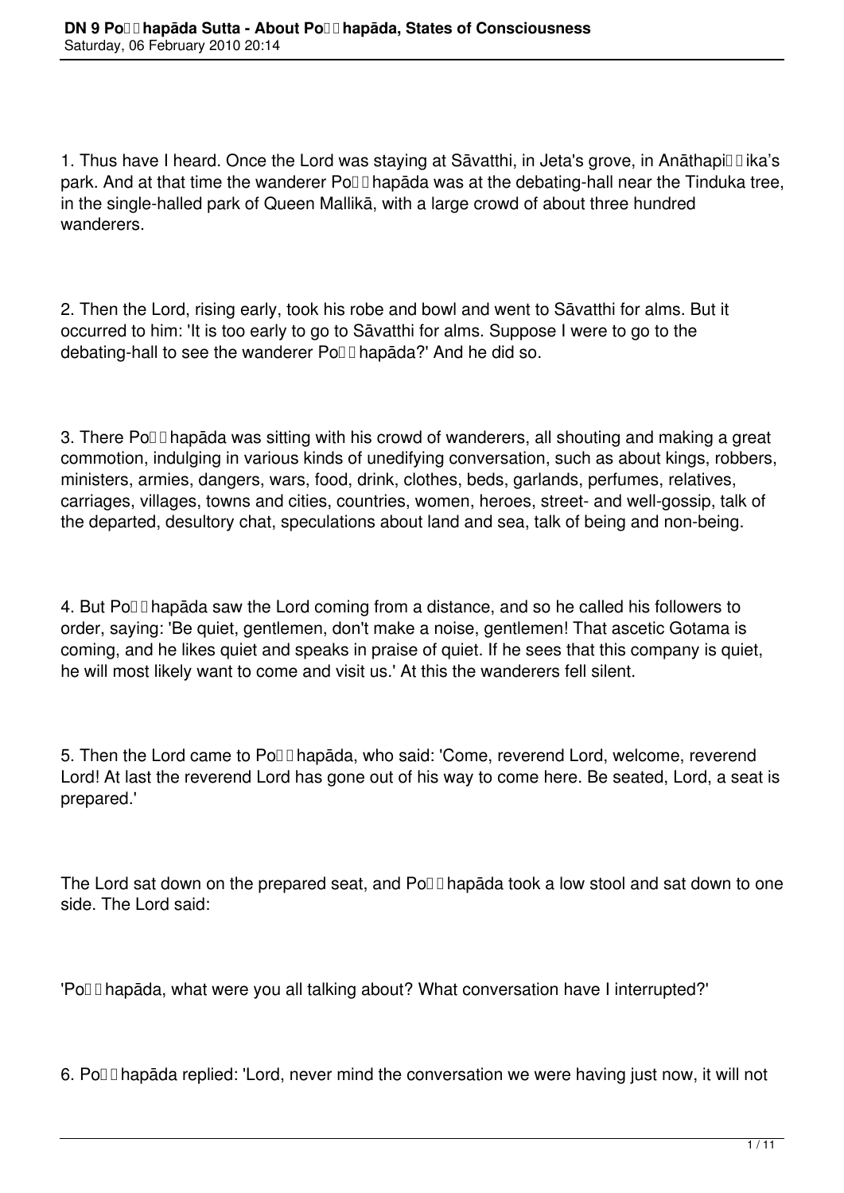1. Thus have I heard. Once the Lord was staying at Sāvatthi, in Jeta's grove, in Anāthapiṇḍika's park. And at that time the wanderer Poṭṭhapāda was at the debating-hall near the Tinduka tree, in the single-halled park of Queen Mallikā, with a large crowd of about three hundred wanderers.

2. Then the Lord, rising early, took his robe and bowl and went to Sāvatthi for alms. But it occurred to him: 'It is too early to go to Sāvatthi for alms. Suppose I were to go to the debating-hall to see the wanderer Poṭṭhapāda?' And he did so.

3. There Poṭṭhapāda was sitting with his crowd of wanderers, all shouting and making a great commotion, indulging in various kinds of unedifying conversation, such as about kings, robbers, ministers, armies, dangers, wars, food, drink, clothes, beds, garlands, perfumes, relatives, carriages, villages, towns and cities, countries, women, heroes, street- and well-gossip, talk of the departed, desultory chat, speculations about land and sea, talk of being and non-being.

4. But Poṭṭhapāda saw the Lord coming from a distance, and so he called his followers to order, saying: 'Be quiet, gentlemen, don't make a noise, gentlemen! That ascetic Gotama is coming, and he likes quiet and speaks in praise of quiet. If he sees that this company is quiet, he will most likely want to come and visit us.' At this the wanderers fell silent.

5. Then the Lord came to Poṭṭhapāda, who said: 'Come, reverend Lord, welcome, reverend Lord! At last the reverend Lord has gone out of his way to come here. Be seated, Lord, a seat is prepared.'

The Lord sat down on the prepared seat, and Poṭṭhapāda took a low stool and sat down to one side. The Lord said:

'Poṭṭhapāda, what were you all talking about? What conversation have I interrupted?'

6. Poṭṭhapāda replied: 'Lord, never mind the conversation we were having just now, it will not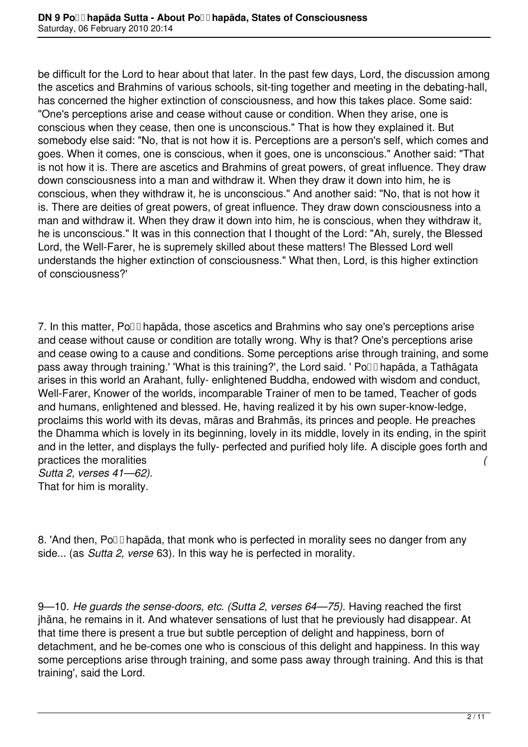be difficult for the Lord to hear about that later. In the past few days, Lord, the discussion among the ascetics and Brahmins of various schools, sit-ting together and meeting in the debating-hall, has concerned the higher extinction of consciousness, and how this takes place. Some said: "One's perceptions arise and cease without cause or condition. When they arise, one is conscious when they cease, then one is unconscious." That is how they explained it. But somebody else said: "No, that is not how it is. Perceptions are a person's self, which comes and goes. When it comes, one is conscious, when it goes, one is unconscious." Another said: "That is not how it is. There are ascetics and Brahmins of great powers, of great influence. They draw down consciousness into a man and withdraw it. When they draw it down into him, he is conscious, when they withdraw it, he is unconscious." And another said: "No, that is not how it is. There are deities of great powers, of great influence. They draw down consciousness into a man and withdraw it. When they draw it down into him, he is conscious, when they withdraw it, he is unconscious." It was in this connection that I thought of the Lord: "Ah, surely, the Blessed Lord, the Well-Farer, he is supremely skilled about these matters! The Blessed Lord well understands the higher extinction of consciousness." What then, Lord, is this higher extinction of consciousness?'

7. In this matter, Poṭṭhapāda, those ascetics and Brahmins who say one's perceptions arise and cease without cause or condition are totally wrong. Why is that? One's perceptions arise and cease owing to a cause and conditions. Some perceptions arise through training, and some pass away through training.' 'What is this training?', the Lord said. ' Poṭṭhapāda, a Tathāgata arises in this world an Arahant, fully- enlightened Buddha, endowed with wisdom and conduct, Well-Farer, Knower of the worlds, incomparable Trainer of men to be tamed, Teacher of gods and humans, enlightened and blessed. He, having realized it by his own super-know-ledge, proclaims this world with its devas, māras and Brahmās, its princes and people. He preaches the Dhamma which is lovely in its beginning, lovely in its middle, lovely in its ending, in the spirit and in the letter, and displays the fully- perfected and purified holy life. A disciple goes forth and practices the moralities *(Sutta 2, verses 41—62).*
That for him is morality.

8. 'And then, Poṭṭhapāda, that monk who is perfected in morality sees no danger from any side... (as *Sutta 2, verse* 63). In this way he is perfected in morality.

9—10. *He guards the sense-doors, etc. (Sutta 2, verses 64—75).* Having reached the first jhāna, he remains in it. And whatever sensations of lust that he previously had disappear. At that time there is present a true but subtle perception of delight and happiness, born of detachment, and he be-comes one who is conscious of this delight and happiness. In this way some perceptions arise through training, and some pass away through training. And this is that training', said the Lord.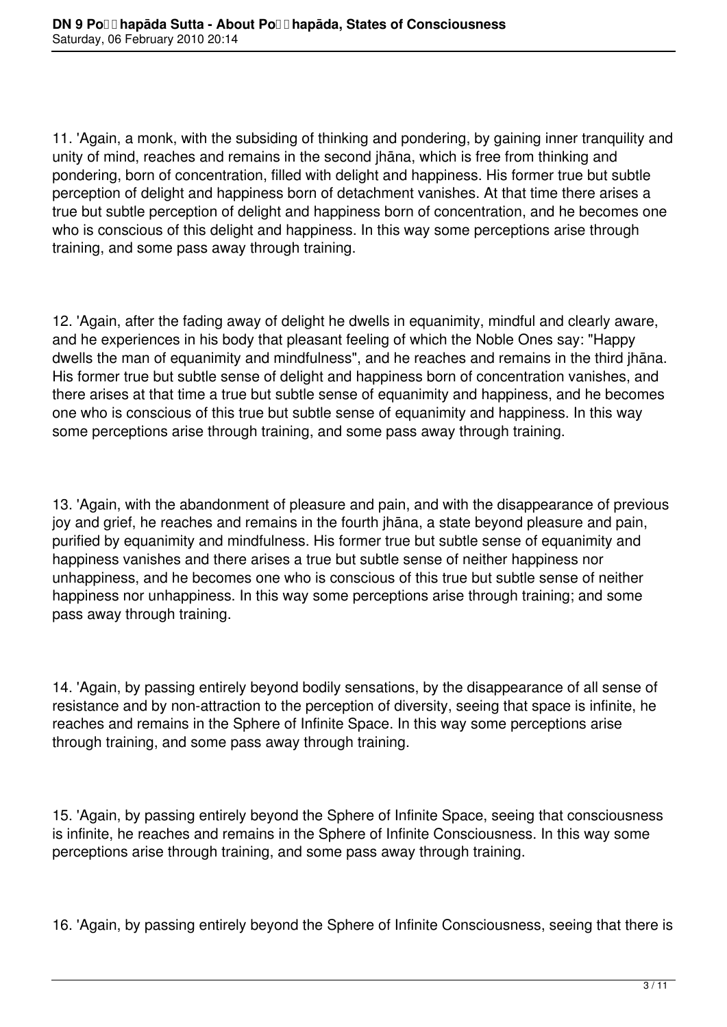11. 'Again, a monk, with the subsiding of thinking and pondering, by gaining inner tranquility and unity of mind, reaches and remains in the second jhāna, which is free from thinking and pondering, born of concentration, filled with delight and happiness. His former true but subtle perception of delight and happiness born of detachment vanishes. At that time there arises a true but subtle perception of delight and happiness born of concentration, and he becomes one who is conscious of this delight and happiness. In this way some perceptions arise through training, and some pass away through training.

12. 'Again, after the fading away of delight he dwells in equanimity, mindful and clearly aware, and he experiences in his body that pleasant feeling of which the Noble Ones say: "Happy dwells the man of equanimity and mindfulness", and he reaches and remains in the third jhāna. His former true but subtle sense of delight and happiness born of concentration vanishes, and there arises at that time a true but subtle sense of equanimity and happiness, and he becomes one who is conscious of this true but subtle sense of equanimity and happiness. In this way some perceptions arise through training, and some pass away through training.

13. 'Again, with the abandonment of pleasure and pain, and with the disappearance of previous joy and grief, he reaches and remains in the fourth jhāna, a state beyond pleasure and pain, purified by equanimity and mindfulness. His former true but subtle sense of equanimity and happiness vanishes and there arises a true but subtle sense of neither happiness nor unhappiness, and he becomes one who is conscious of this true but subtle sense of neither happiness nor unhappiness. In this way some perceptions arise through training; and some pass away through training.

14. 'Again, by passing entirely beyond bodily sensations, by the disappearance of all sense of resistance and by non-attraction to the perception of diversity, seeing that space is infinite, he reaches and remains in the Sphere of Infinite Space. In this way some perceptions arise through training, and some pass away through training.

15. 'Again, by passing entirely beyond the Sphere of Infinite Space, seeing that consciousness is infinite, he reaches and remains in the Sphere of Infinite Consciousness. In this way some perceptions arise through training, and some pass away through training.

16. 'Again, by passing entirely beyond the Sphere of Infinite Consciousness, seeing that there is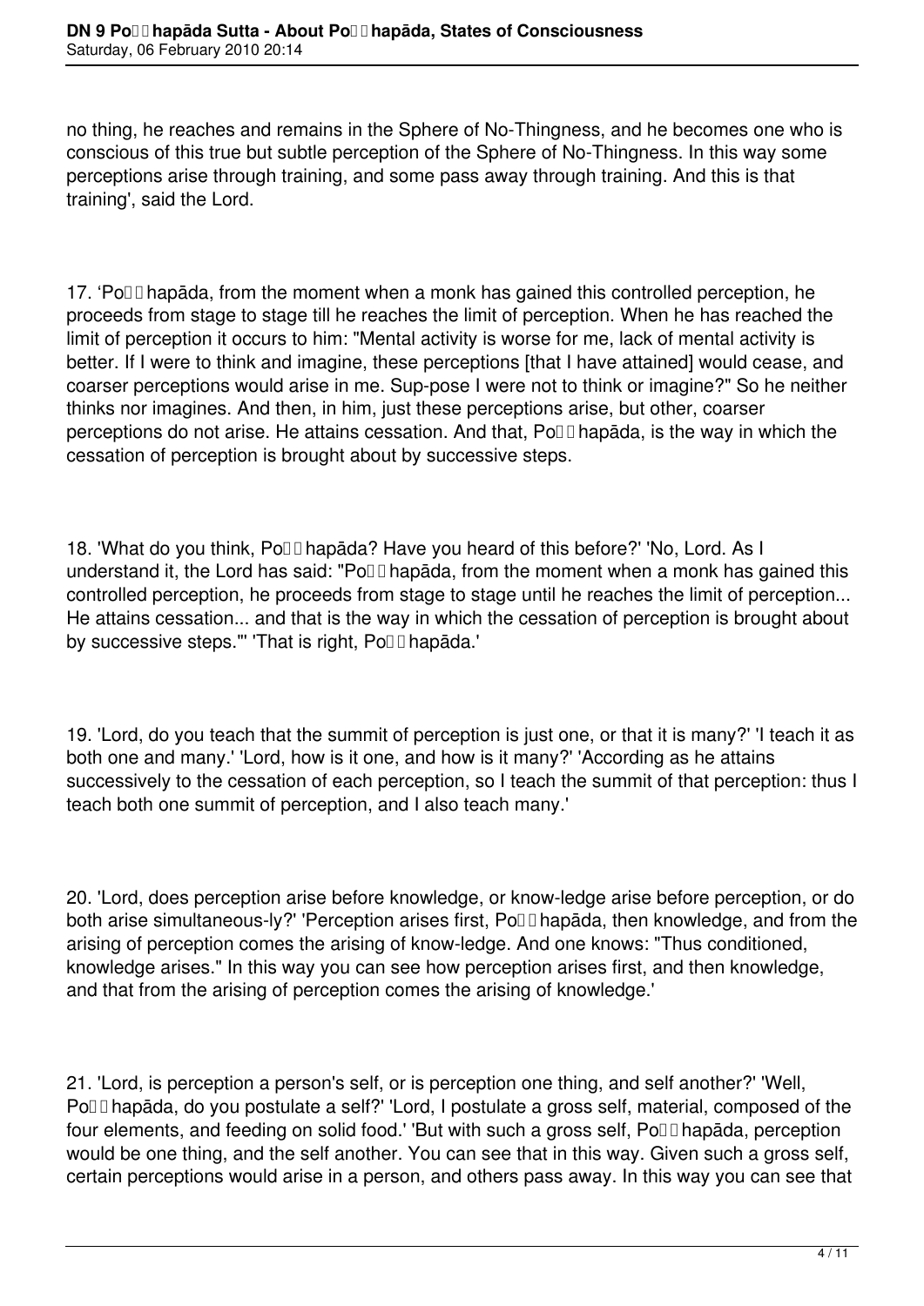no thing, he reaches and remains in the Sphere of No-Thingness, and he becomes one who is conscious of this true but subtle perception of the Sphere of No-Thingness. In this way some perceptions arise through training, and some pass away through training. And this is that training', said the Lord.

17. 'Poṭṭhapāda, from the moment when a monk has gained this controlled perception, he proceeds from stage to stage till he reaches the limit of perception. When he has reached the limit of perception it occurs to him: "Mental activity is worse for me, lack of mental activity is better. If I were to think and imagine, these perceptions [that I have attained] would cease, and coarser perceptions would arise in me. Sup-pose I were not to think or imagine?" So he neither thinks nor imagines. And then, in him, just these perceptions arise, but other, coarser perceptions do not arise. He attains cessation. And that, Poṭṭhapāda, is the way in which the cessation of perception is brought about by successive steps.

18. 'What do you think, Poṭṭhapāda? Have you heard of this before?' 'No, Lord. As I understand it, the Lord has said: "Poṭṭhapāda, from the moment when a monk has gained this controlled perception, he proceeds from stage to stage until he reaches the limit of perception... He attains cessation... and that is the way in which the cessation of perception is brought about by successive steps."' 'That is right, Poṭṭhapāda.'

19. 'Lord, do you teach that the summit of perception is just one, or that it is many?' 'I teach it as both one and many.' 'Lord, how is it one, and how is it many?' 'According as he attains successively to the cessation of each perception, so I teach the summit of that perception: thus I teach both one summit of perception, and I also teach many.'

20. 'Lord, does perception arise before knowledge, or know-ledge arise before perception, or do both arise simultaneous-ly?' 'Perception arises first, Poṭṭhapāda, then knowledge, and from the arising of perception comes the arising of know-ledge. And one knows: "Thus conditioned, knowledge arises." In this way you can see how perception arises first, and then knowledge, and that from the arising of perception comes the arising of knowledge.'

21. 'Lord, is perception a person's self, or is perception one thing, and self another?' 'Well, Poṭṭhapāda, do you postulate a self?' 'Lord, I postulate a gross self, material, composed of the four elements, and feeding on solid food.' 'But with such a gross self, Poṭṭhapāda, perception would be one thing, and the self another. You can see that in this way. Given such a gross self, certain perceptions would arise in a person, and others pass away. In this way you can see that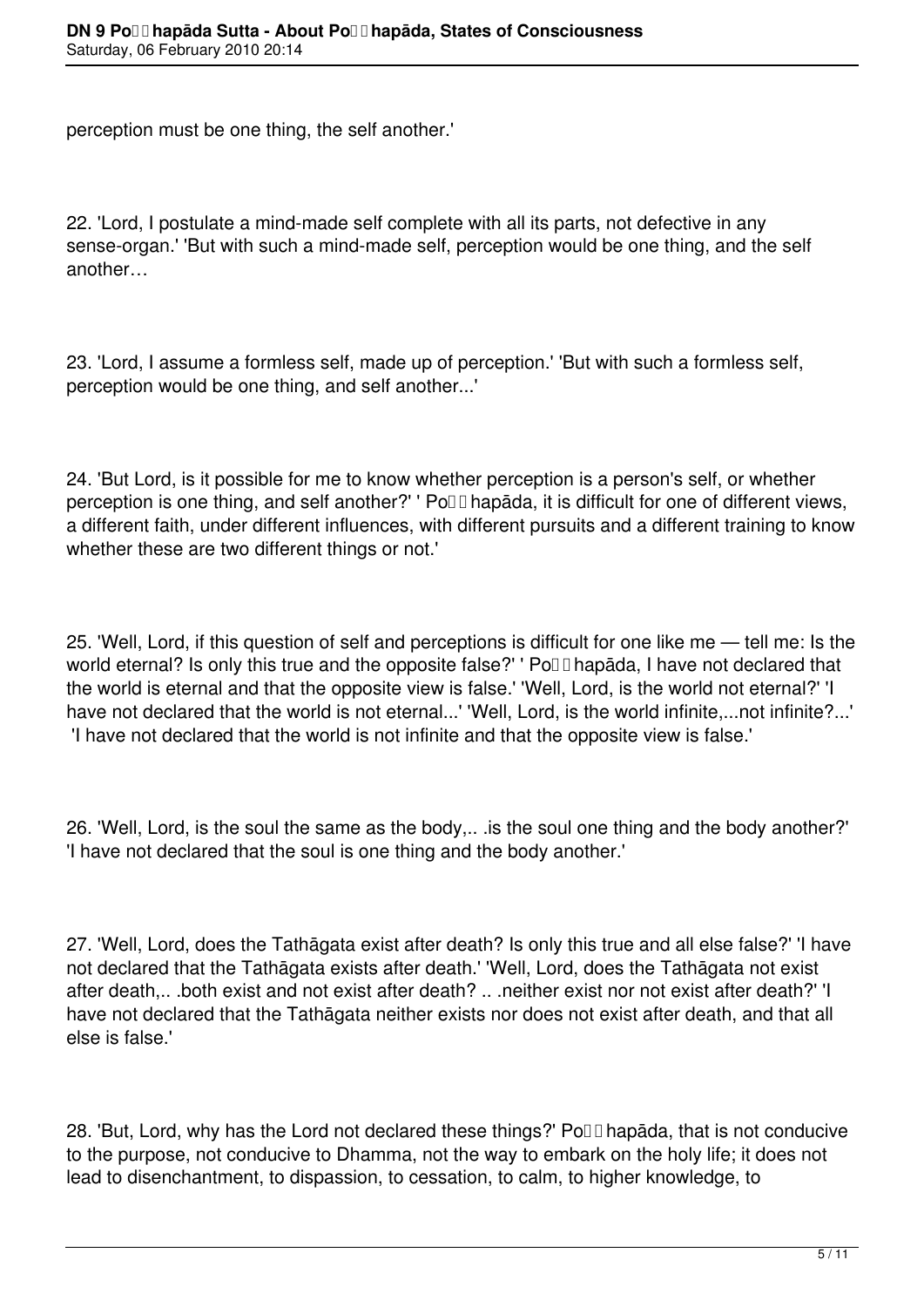perception must be one thing, the self another.'

22. 'Lord, I postulate a mind-made self complete with all its parts, not defective in any sense-organ.' 'But with such a mind-made self, perception would be one thing, and the self another…

23. 'Lord, I assume a formless self, made up of perception.' 'But with such a formless self, perception would be one thing, and self another...'

24. 'But Lord, is it possible for me to know whether perception is a person's self, or whether perception is one thing, and self another?' ' Po��hapāda, it is difficult for one of different views, a different faith, under different influences, with different pursuits and a different training to know whether these are two different things or not.'

25. 'Well, Lord, if this question of self and perceptions is difficult for one like me — tell me: Is the world eternal? Is only this true and the opposite false?' ' Po��hapāda, I have not declared that the world is eternal and that the opposite view is false.' 'Well, Lord, is the world not eternal?' 'I have not declared that the world is not eternal...' 'Well, Lord, is the world infinite,...not infinite?...' 'I have not declared that the world is not infinite and that the opposite view is false.'

26. 'Well, Lord, is the soul the same as the body,.. .is the soul one thing and the body another?' 'I have not declared that the soul is one thing and the body another.'

27. 'Well, Lord, does the Tathāgata exist after death? Is only this true and all else false?' 'I have not declared that the Tathāgata exists after death.' 'Well, Lord, does the Tathāgata not exist after death,.. .both exist and not exist after death? .. .neither exist nor not exist after death?' 'I have not declared that the Tathāgata neither exists nor does not exist after death, and that all else is false.'

28. 'But, Lord, why has the Lord not declared these things?' Po��hapāda, that is not conducive to the purpose, not conducive to Dhamma, not the way to embark on the holy life; it does not lead to disenchantment, to dispassion, to cessation, to calm, to higher knowledge, to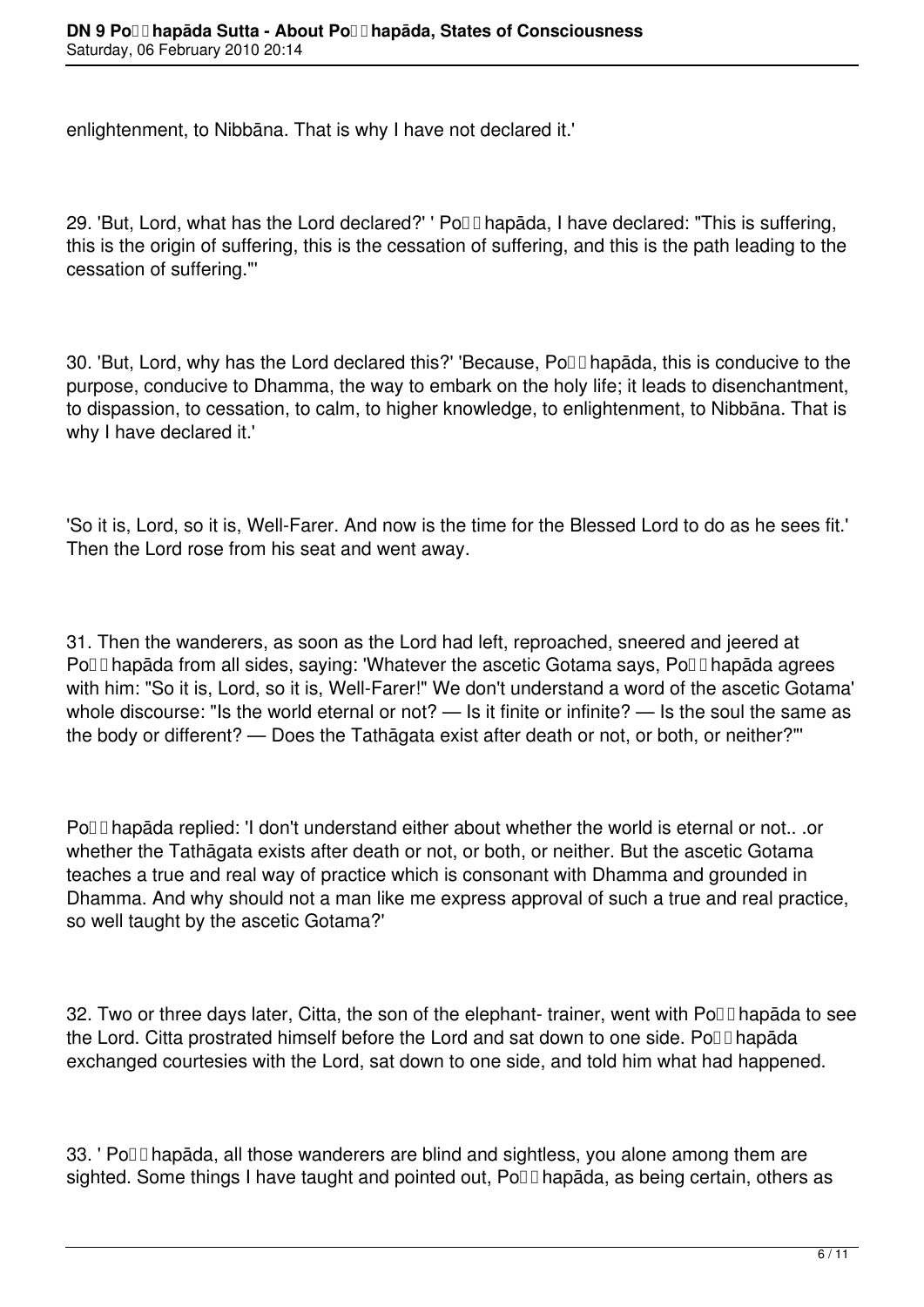enlightenment, to Nibbāna. That is why I have not declared it.'

29. 'But, Lord, what has the Lord declared?' ' Poṭṭhapāda, I have declared: "This is suffering, this is the origin of suffering, this is the cessation of suffering, and this is the path leading to the cessation of suffering."'

30. 'But, Lord, why has the Lord declared this?' 'Because, Poṭṭhapāda, this is conducive to the purpose, conducive to Dhamma, the way to embark on the holy life; it leads to disenchantment, to dispassion, to cessation, to calm, to higher knowledge, to enlightenment, to Nibbāna. That is why I have declared it.'

'So it is, Lord, so it is, Well-Farer. And now is the time for the Blessed Lord to do as he sees fit.' Then the Lord rose from his seat and went away.

31. Then the wanderers, as soon as the Lord had left, reproached, sneered and jeered at Poṭṭhapāda from all sides, saying: 'Whatever the ascetic Gotama says, Poṭṭhapāda agrees with him: "So it is, Lord, so it is, Well-Farer!" We don't understand a word of the ascetic Gotama' whole discourse: "Is the world eternal or not? — Is it finite or infinite? — Is the soul the same as the body or different? — Does the Tathāgata exist after death or not, or both, or neither?"'

Poṭṭhapāda replied: 'I don't understand either about whether the world is eternal or not.. .or whether the Tathāgata exists after death or not, or both, or neither. But the ascetic Gotama teaches a true and real way of practice which is consonant with Dhamma and grounded in Dhamma. And why should not a man like me express approval of such a true and real practice, so well taught by the ascetic Gotama?'

32. Two or three days later, Citta, the son of the elephant- trainer, went with Poṭṭhapāda to see the Lord. Citta prostrated himself before the Lord and sat down to one side. Poṭṭhapāda exchanged courtesies with the Lord, sat down to one side, and told him what had happened.

33. ' Poṭṭhapāda, all those wanderers are blind and sightless, you alone among them are sighted. Some things I have taught and pointed out, Poṭṭhapāda, as being certain, others as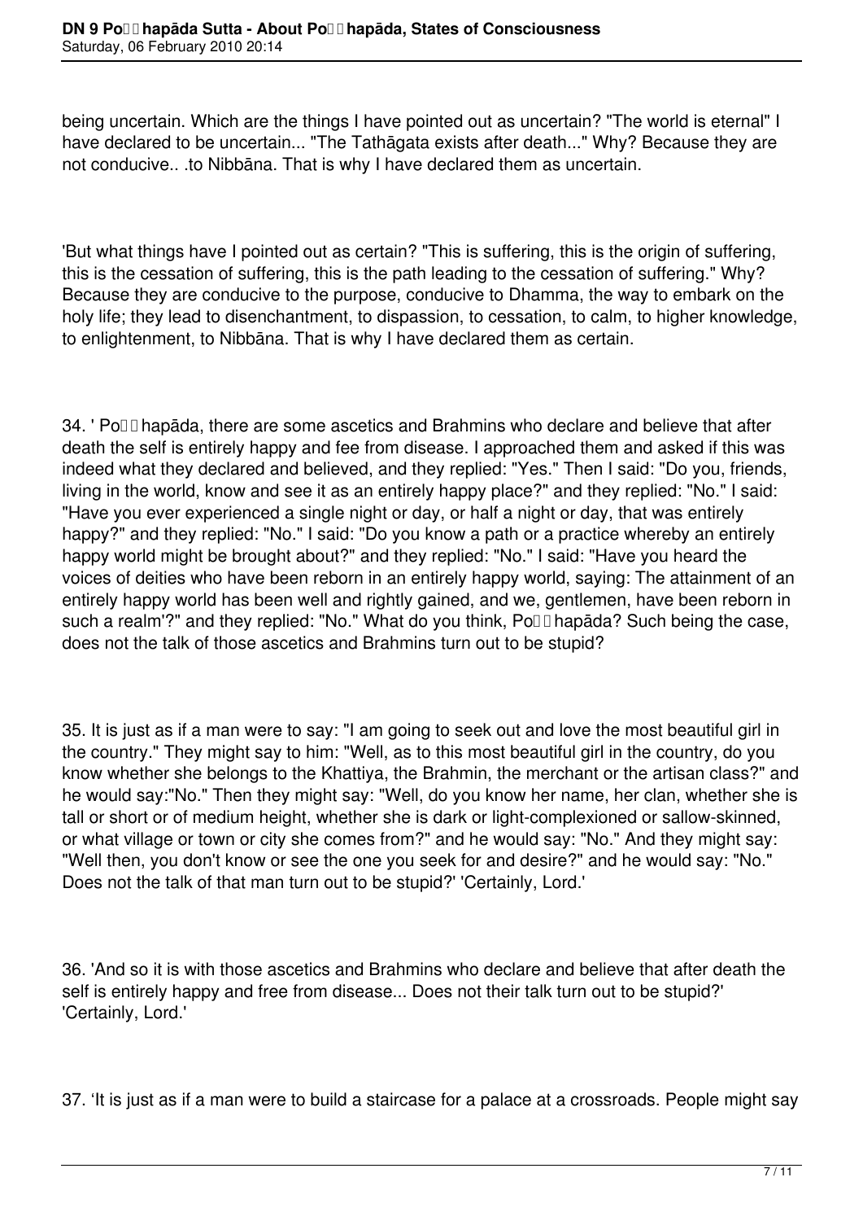being uncertain. Which are the things I have pointed out as uncertain? "The world is eternal" I have declared to be uncertain... "The Tathāgata exists after death..." Why? Because they are not conducive.. .to Nibbāna. That is why I have declared them as uncertain.

'But what things have I pointed out as certain? "This is suffering, this is the origin of suffering, this is the cessation of suffering, this is the path leading to the cessation of suffering." Why? Because they are conducive to the purpose, conducive to Dhamma, the way to embark on the holy life; they lead to disenchantment, to dispassion, to cessation, to calm, to higher knowledge, to enlightenment, to Nibbāna. That is why I have declared them as certain.

34. ' Poṭṭhapāda, there are some ascetics and Brahmins who declare and believe that after death the self is entirely happy and fee from disease. I approached them and asked if this was indeed what they declared and believed, and they replied: "Yes." Then I said: "Do you, friends, living in the world, know and see it as an entirely happy place?" and they replied: "No." I said: "Have you ever experienced a single night or day, or half a night or day, that was entirely happy?" and they replied: "No." I said: "Do you know a path or a practice whereby an entirely happy world might be brought about?" and they replied: "No." I said: "Have you heard the voices of deities who have been reborn in an entirely happy world, saying: The attainment of an entirely happy world has been well and rightly gained, and we, gentlemen, have been reborn in such a realm'?" and they replied: "No." What do you think, Poṭṭhapāda? Such being the case, does not the talk of those ascetics and Brahmins turn out to be stupid?

35. It is just as if a man were to say: "I am going to seek out and love the most beautiful girl in the country." They might say to him: "Well, as to this most beautiful girl in the country, do you know whether she belongs to the Khattiya, the Brahmin, the merchant or the artisan class?" and he would say:"No." Then they might say: "Well, do you know her name, her clan, whether she is tall or short or of medium height, whether she is dark or light-complexioned or sallow-skinned, or what village or town or city she comes from?" and he would say: "No." And they might say: "Well then, you don't know or see the one you seek for and desire?" and he would say: "No." Does not the talk of that man turn out to be stupid?' 'Certainly, Lord.'

36. 'And so it is with those ascetics and Brahmins who declare and believe that after death the self is entirely happy and free from disease... Does not their talk turn out to be stupid?' 'Certainly, Lord.'

37. 'It is just as if a man were to build a staircase for a palace at a crossroads. People might say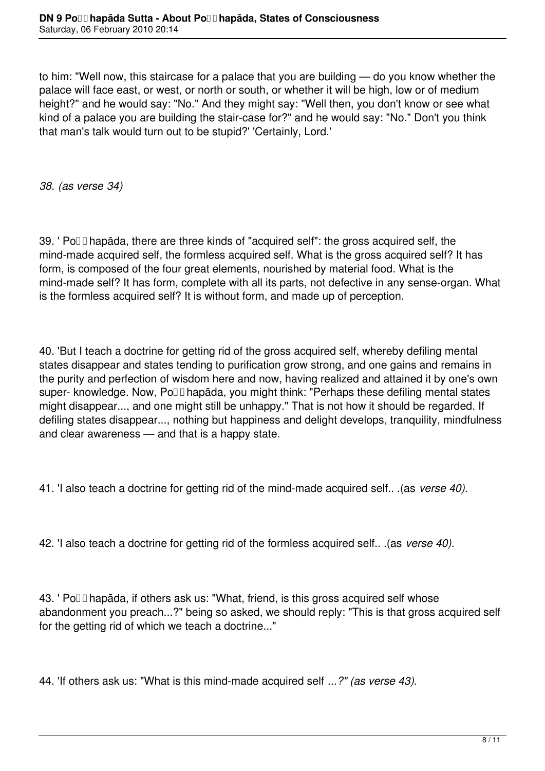to him: "Well now, this staircase for a palace that you are building — do you know whether the palace will face east, or west, or north or south, or whether it will be high, low or of medium height?" and he would say: "No." And they might say: "Well then, you don't know or see what kind of a palace you are building the stair-case for?" and he would say: "No." Don't you think that man's talk would turn out to be stupid?' 'Certainly, Lord.'

*38. (as verse 34)*

39. ' Poṭṭhapāda, there are three kinds of "acquired self": the gross acquired self, the mind-made acquired self, the formless acquired self. What is the gross acquired self? It has form, is composed of the four great elements, nourished by material food. What is the mind-made self? It has form, complete with all its parts, not defective in any sense-organ. What is the formless acquired self? It is without form, and made up of perception.

40. 'But I teach a doctrine for getting rid of the gross acquired self, whereby defiling mental states disappear and states tending to purification grow strong, and one gains and remains in the purity and perfection of wisdom here and now, having realized and attained it by one's own super- knowledge. Now, Poṭṭhapāda, you might think: "Perhaps these defiling mental states might disappear..., and one might still be unhappy." That is not how it should be regarded. If defiling states disappear..., nothing but happiness and delight develops, tranquility, mindfulness and clear awareness — and that is a happy state.

41. 'I also teach a doctrine for getting rid of the mind-made acquired self.. .(as *verse 40).*

42. 'I also teach a doctrine for getting rid of the formless acquired self.. .(as *verse 40).*

43. ' Poṭṭhapāda, if others ask us: "What, friend, is this gross acquired self whose abandonment you preach...?" being so asked, we should reply: "This is that gross acquired self for the getting rid of which we teach a doctrine..."

44. 'If others ask us: "What is this mind-made acquired self *...?" (as verse 43).*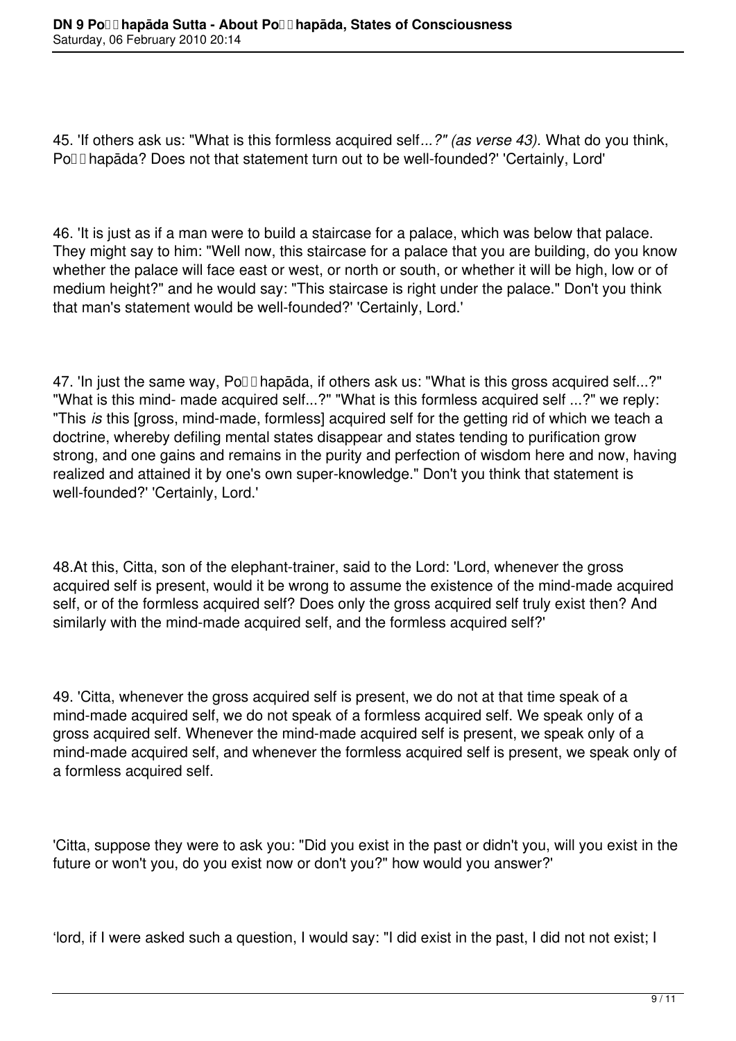45. 'If others ask us: "What is this formless acquired self*...?" (as verse 43).* What do you think, Poṭṭhapāda? Does not that statement turn out to be well-founded?' 'Certainly, Lord'

46. 'It is just as if a man were to build a staircase for a palace, which was below that palace. They might say to him: "Well now, this staircase for a palace that you are building, do you know whether the palace will face east or west, or north or south, or whether it will be high, low or of medium height?" and he would say: "This staircase is right under the palace." Don't you think that man's statement would be well-founded?' 'Certainly, Lord.'

47. 'In just the same way, Poṭṭhapāda, if others ask us: "What is this gross acquired self...?" "What is this mind- made acquired self...?" "What is this formless acquired self ...?" we reply: "This *is* this [gross, mind-made, formless] acquired self for the getting rid of which we teach a doctrine, whereby defiling mental states disappear and states tending to purification grow strong, and one gains and remains in the purity and perfection of wisdom here and now, having realized and attained it by one's own super-knowledge." Don't you think that statement is well-founded?' 'Certainly, Lord.'

48.At this, Citta, son of the elephant-trainer, said to the Lord: 'Lord, whenever the gross acquired self is present, would it be wrong to assume the existence of the mind-made acquired self, or of the formless acquired self? Does only the gross acquired self truly exist then? And similarly with the mind-made acquired self, and the formless acquired self?'

49. 'Citta, whenever the gross acquired self is present, we do not at that time speak of a mind-made acquired self, we do not speak of a formless acquired self. We speak only of a gross acquired self. Whenever the mind-made acquired self is present, we speak only of a mind-made acquired self, and whenever the formless acquired self is present, we speak only of a formless acquired self.

'Citta, suppose they were to ask you: "Did you exist in the past or didn't you, will you exist in the future or won't you, do you exist now or don't you?" how would you answer?'

'lord, if I were asked such a question, I would say: "I did exist in the past, I did not not exist; I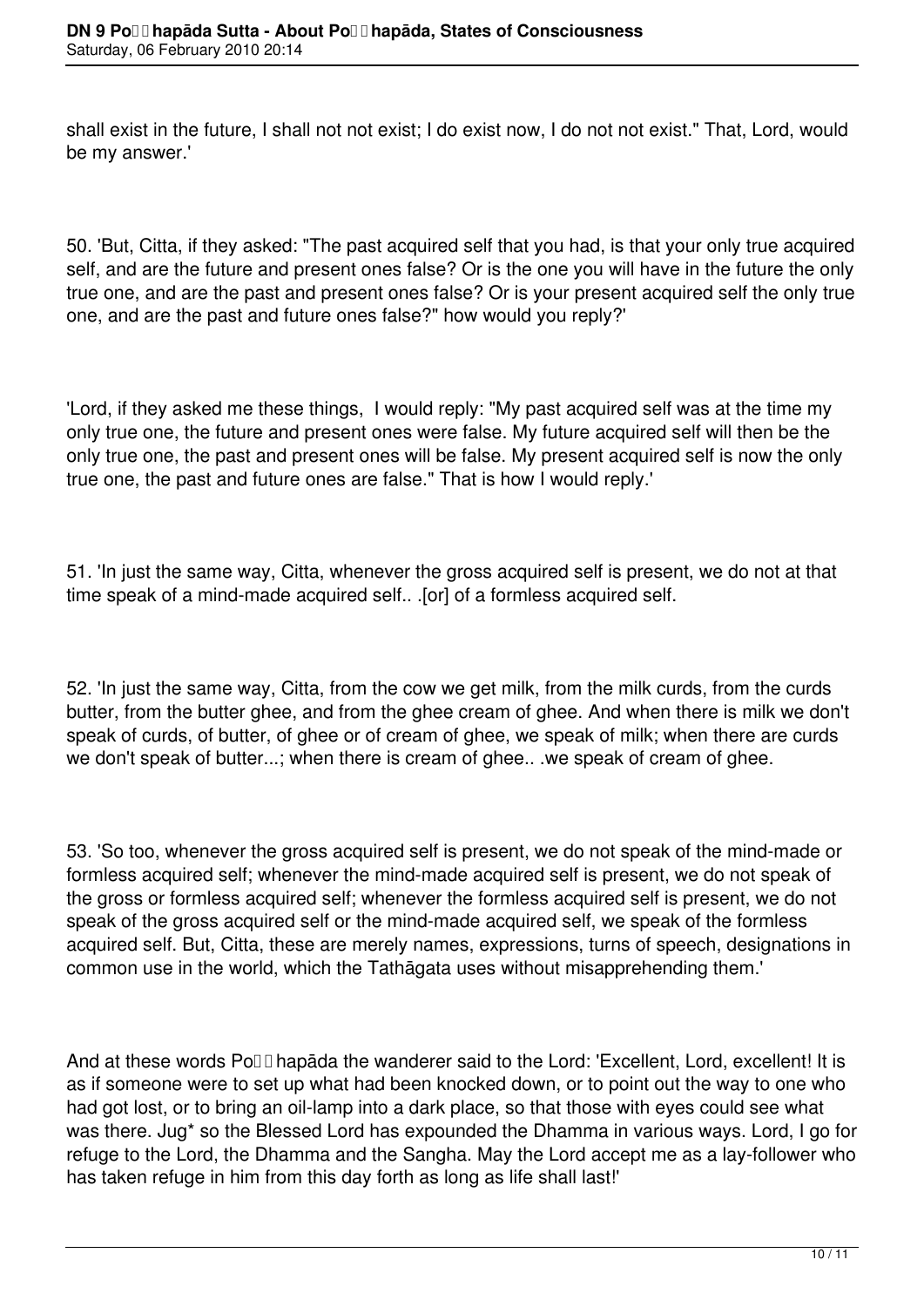shall exist in the future, I shall not not exist; I do exist now, I do not not exist." That, Lord, would be my answer.'

50. 'But, Citta, if they asked: "The past acquired self that you had, is that your only true acquired self, and are the future and present ones false? Or is the one you will have in the future the only true one, and are the past and present ones false? Or is your present acquired self the only true one, and are the past and future ones false?" how would you reply?'

'Lord, if they asked me these things, I would reply: "My past acquired self was at the time my only true one, the future and present ones were false. My future acquired self will then be the only true one, the past and present ones will be false. My present acquired self is now the only true one, the past and future ones are false." That is how I would reply.'

51. 'In just the same way, Citta, whenever the gross acquired self is present, we do not at that time speak of a mind-made acquired self.. .[or] of a formless acquired self.

52. 'In just the same way, Citta, from the cow we get milk, from the milk curds, from the curds butter, from the butter ghee, and from the ghee cream of ghee. And when there is milk we don't speak of curds, of butter, of ghee or of cream of ghee, we speak of milk; when there are curds we don't speak of butter...; when there is cream of ghee.. .we speak of cream of ghee.

53. 'So too, whenever the gross acquired self is present, we do not speak of the mind-made or formless acquired self; whenever the mind-made acquired self is present, we do not speak of the gross or formless acquired self; whenever the formless acquired self is present, we do not speak of the gross acquired self or the mind-made acquired self, we speak of the formless acquired self. But, Citta, these are merely names, expressions, turns of speech, designations in common use in the world, which the Tathāgata uses without misapprehending them.'

And at these words Poṭṭhapāda the wanderer said to the Lord: 'Excellent, Lord, excellent! It is as if someone were to set up what had been knocked down, or to point out the way to one who had got lost, or to bring an oil-lamp into a dark place, so that those with eyes could see what was there. Jug* so the Blessed Lord has expounded the Dhamma in various ways. Lord, I go for refuge to the Lord, the Dhamma and the Sangha. May the Lord accept me as a lay-follower who has taken refuge in him from this day forth as long as life shall last!'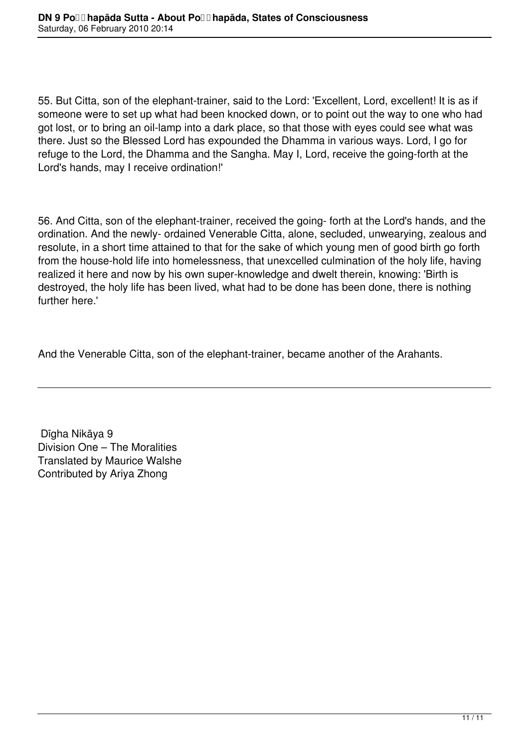55. But Citta, son of the elephant-trainer, said to the Lord: 'Excellent, Lord, excellent! It is as if someone were to set up what had been knocked down, or to point out the way to one who had got lost, or to bring an oil-lamp into a dark place, so that those with eyes could see what was there. Just so the Blessed Lord has expounded the Dhamma in various ways. Lord, I go for refuge to the Lord, the Dhamma and the Sangha. May I, Lord, receive the going-forth at the Lord's hands, may I receive ordination!'

56. And Citta, son of the elephant-trainer, received the going- forth at the Lord's hands, and the ordination. And the newly- ordained Venerable Citta, alone, secluded, unwearying, zealous and resolute, in a short time attained to that for the sake of which young men of good birth go forth from the house-hold life into homelessness, that unexcelled culmination of the holy life, having realized it here and now by his own super-knowledge and dwelt therein, knowing: 'Birth is destroyed, the holy life has been lived, what had to be done has been done, there is nothing further here.'

And the Venerable Citta, son of the elephant-trainer, became another of the Arahants.

---

Dīgha Nikāya 9
Division One – The Moralities
Translated by Maurice Walshe
Contributed by Ariya Zhong